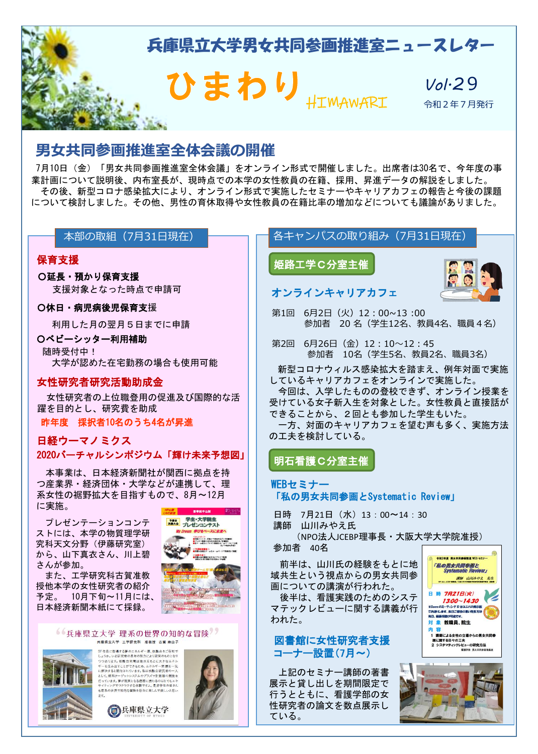# 兵庫県立大学男女共同参画推進室ニュースレター

# ひまわり HIMAWARI

Vol.29

令和２年７月発行

## 男女共同参画推進室全体会議の開催

7月10日（金）「男女共同参画推進室全体会議」をオンライン形式で開催しました。出席者は30名で、今年度の事業計画について説明後、内布室長が、現時点での本学の女性教員の在籍、採用、昇進データの解説をしました。

その後、新型コロナ感染拡大により、オンライン形式で実施したセミナーやキャリアカフェの報告と今後の課題について検討しました。その他、男性の育休取得や女性教員の在籍比率の増加などについても議論がありました。

## 本部の取組（7月31日現在）

### 保育支援

**○延長・預かり保育支援**

支援対象となった時点で申請可

**○休日・病児病後児保育支援**

利用した月の翌月５日までに申請

**○ベビーシッター利用補助**

随時受付中！

大学が認めた在宅勤務の場合も使用可能

### 女性研究者研究活動助成金

女性研究者の上位職登用の促進及び国際的な活躍を目的とし、研究費を助成

**昨年度　採択者10名のうち4名が昇進**

### 日経ウーマノミクス

**2020バーチャルシンポジウム「輝け未来予想図」**

本事業は、日本経済新聞社が関西に拠点を持つ産業界・経済団体・大学などが連携して、理系女性の裾野拡大を目指すもので、8月～12月に実施。

プレゼンテーションコンテストには、本学の物質理学研究科天文分野（伊藤研究室）から、山下真衣さん、川上碧さんが参加。

また、工学研究科古賀准教授他本学の女性研究者の紹介予定。　10月下旬～11月には、日本経済新聞本紙にて採録。

## 各キャンパスの取り組み（7月31日現在）

### 姫路工学Ｃ分室主催

#### オンラインキャリアカフェ

第1回　6月2日（火）12：00～13 :00
　参加者　20 名（学生12名、教員4名、職員４名）

第2回　6月26日（金）12：10～12：45
　参加者　10名（学生5名、教員2名、職員3名）

新型コロナウィルス感染拡大を踏まえ、例年対面で実施しているキャリアカフェをオンラインで実施した。

今回は、入学したものの登校できず、オンライン授業を受けている女子新入生を対象とした。女性教員と直接話ができることから、２回とも参加した学生もいた。

一方、対面のキャリアカフェを望む声も多く、実施方法の工夫を検討している。

### 明石看護Ｃ分室主催

#### WEBセミナー「私の男女共同参画とSystematic Review」

日時　7月21日（水）13：00～14：30

講師　山川みやえ氏
　（NPO法人JCEBP理事長・大阪大学大学院准授）

参加者　40名

前半は、山川氏の経験をもとに地域共生という視点からの男女共同参画についての講演が行われた。

後半は、看護実践のためのシステマテックレビューに関する講義が行われた。

#### 図書館に女性研究者支援コーナー設置（7月～）

上記のセミナー講師の著書展示と貸し出しを期間限定で行うとともに、看護学部の女性研究者の論文を数点展示している。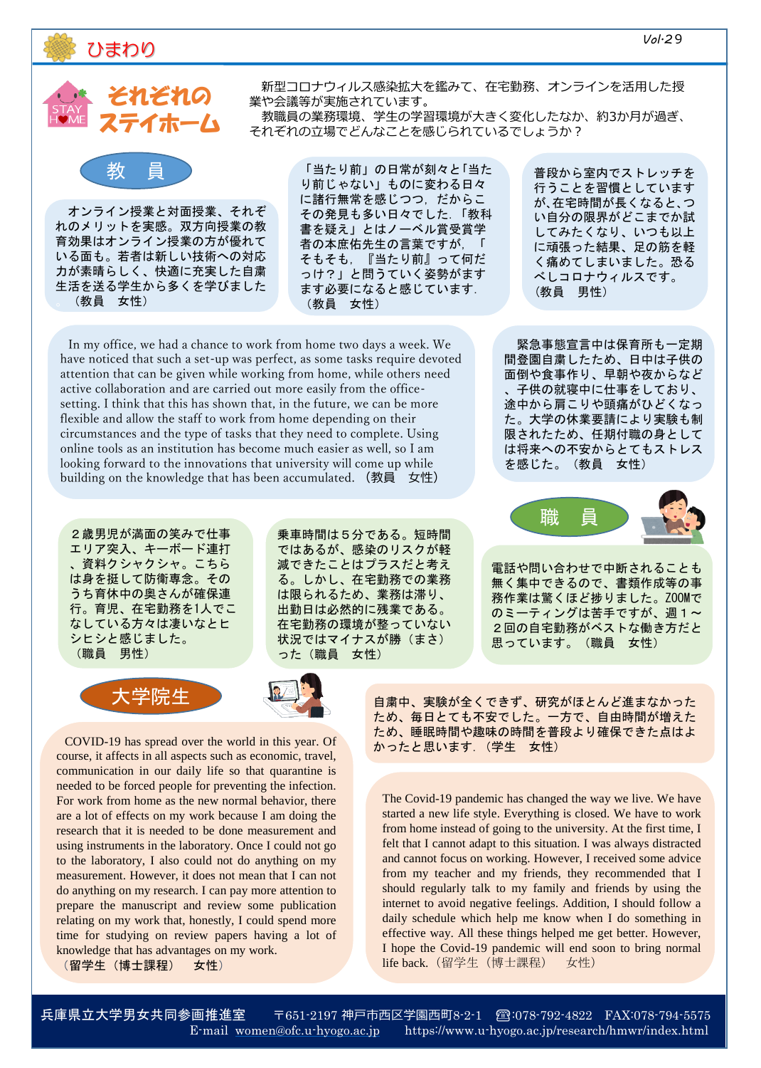# ひまわり

Vol·29

## それぞれのステイホーム

新型コロナウィルス感染拡大を鑑みて、在宅勤務、オンラインを活用した授業や会議等が実施されています。
教職員の業務環境、学生の学習環境が大きく変化したなか、約3か月が過ぎ、それぞれの立場でどんなことを感じられているでしょうか？

### 教　員

オンライン授業と対面授業、それぞれのメリットを実感。双方向授業の教育効果はオンライン授業の方が優れている面も。若者は新しい技術への対応力が素晴らしく、快適に充実した自粛生活を送る学生から多くを学びました。（教員　女性）

「当たり前」の日常が刻々と「当たり前じゃない」ものに変わる日々に諸行無常を感じつつ，だからこその発見も多い日々でした．「教科書を疑え」とはノーベル賞受賞者の本庶佑先生の言葉ですが，「そもそも，『当たり前』って何だっけ？」と問うていく姿勢がますます必要になると感じています．（教員　女性）

普段から室内でストレッチを行うことを習慣としていますが､在宅時間が長くなると､ついい自分の限界がどこまでか試してみたくなり、いつも以上に頑張った結果、足の筋を軽く痛めてしまいました。恐るべしコロナウィルスです。（教員　男性）

In my office, we had a chance to work from home two days a week. We have noticed that such a set-up was perfect, as some tasks require devoted attention that can be given while working from home, while others need active collaboration and are carried out more easily from the office-setting. I think that this has shown that, in the future, we can be more flexible and allow the staff to work from home depending on their circumstances and the type of tasks that they need to complete. Using online tools as an institution has become much easier as well, so I am looking forward to the innovations that university will come up while building on the knowledge that has been accumulated.（教員　女性）

緊急事態宣言中は保育所も一定期間登園自粛したため、日中は子供の面倒や食事作り、早朝や夜からなど、子供の就寝中に仕事をしており、途中から肩こりや頭痛がひどくなった。大学の休業要請により実験も制限されたため、任期付職の身としては将来への不安からとてもストレスを感じた。（教員　女性）

### 職　員

２歳男児が満面の笑みで仕事エリア突入、キーボード連打、資料クシャクシャ。こちらは身を挺して防衛専念。そのうち育休中の奥さんが確保連行。育児、在宅勤務を1人でこなしている方々は凄いなとヒシヒシと感じました。（職員　男性）

乗車時間は５分である。短時間ではあるが、感染のリスクが軽減できたことはプラスだと考える。しかし、在宅勤務での業務は限られるため、業務は滞り、出勤日は必然的に残業である。在宅勤務の環境が整っていない状況ではマイナスが勝（まさ）った（職員　女性）

電話や問い合わせで中断されることも無く集中できるので、書類作成等の事務作業は驚くほど捗りました。ZOOMでのミーティングは苦手ですが、週１～２回の自宅勤務がベストな働き方だと思っています。（職員　女性）

### 大学院生

COVID-19 has spread over the world in this year. Of course, it affects in all aspects such as economic, travel, communication in our daily life so that quarantine is needed to be forced people for preventing the infection. For work from home as the new normal behavior, there are a lot of effects on my work because I am doing the research that it is needed to be done measurement and using instruments in the laboratory. Once I could not go to the laboratory, I also could not do anything on my measurement. However, it does not mean that I can not do anything on my research. I can pay more attention to prepare the manuscript and review some publication relating on my work that, honestly, I could spend more time for studying on review papers having a lot of knowledge that has advantages on my work.
（留学生（博士課程）　女性）

自粛中、実験が全くできず、研究がほとんど進まなかったため、毎日とても不安でした。一方で、自由時間が増えたため、睡眠時間や趣味の時間を普段より確保できた点はよかったと思います．（学生　女性）

The Covid-19 pandemic has changed the way we live. We have started a new life style. Everything is closed. We have to work from home instead of going to the university. At the first time, I felt that I cannot adapt to this situation. I was always distracted and cannot focus on working. However, I received some advice from my teacher and my friends, they recommended that I should regularly talk to my family and friends by using the internet to avoid negative feelings. Addition, I should follow a daily schedule which help me know when I do something in effective way. All these things helped me get better. However, I hope the Covid-19 pandemic will end soon to bring normal life back.（留学生（博士課程）　女性）

兵庫県立大学男女共同参画推進室　〒651-2197 神戸市西区学園西町8-2-1　☎:078-792-4822　FAX:078-794-5575
E-mail women@ofc.u-hyogo.ac.jp　https://www.u-hyogo.ac.jp/research/hmwr/index.html